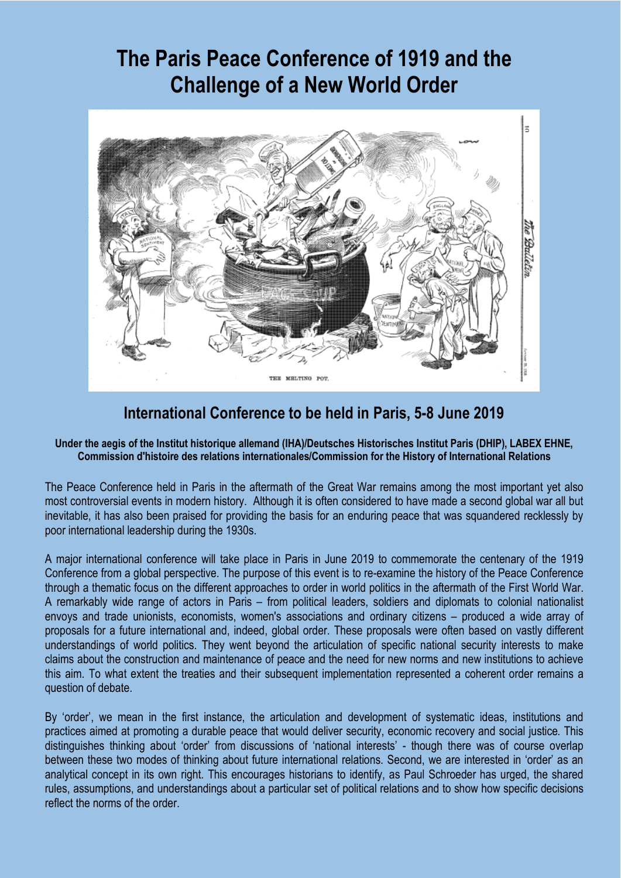# The Paris Peace Conference of 1919 and the Challenge of a New World Order

THE MELTING POT.

## International Conference to be held in Paris, 5-8 June 2019

**Under the aegis of the Institut historique allemand (IHA)/Deutsches Historisches Institut Paris (DHIP), LABEX EHNE, Commission d'histoire des relations internationales/Commission for the History of International Relations**

The Peace Conference held in Paris in the aftermath of the Great War remains among the most important yet also most controversial events in modern history. Although it is often considered to have made a second global war all but inevitable, it has also been praised for providing the basis for an enduring peace that was squandered recklessly by poor international leadership during the 1930s.

A major international conference will take place in Paris in June 2019 to commemorate the centenary of the 1919 Conference from a global perspective. The purpose of this event is to re-examine the history of the Peace Conference through a thematic focus on the different approaches to order in world politics in the aftermath of the First World War. A remarkably wide range of actors in Paris – from political leaders, soldiers and diplomats to colonial nationalist envoys and trade unionists, economists, women's associations and ordinary citizens – produced a wide array of proposals for a future international and, indeed, global order. These proposals were often based on vastly different understandings of world politics. They went beyond the articulation of specific national security interests to make claims about the construction and maintenance of peace and the need for new norms and new institutions to achieve this aim. To what extent the treaties and their subsequent implementation represented a coherent order remains a question of debate.

By 'order', we mean in the first instance, the articulation and development of systematic ideas, institutions and practices aimed at promoting a durable peace that would deliver security, economic recovery and social justice. This distinguishes thinking about 'order' from discussions of 'national interests' - though there was of course overlap between these two modes of thinking about future international relations. Second, we are interested in 'order' as an analytical concept in its own right. This encourages historians to identify, as Paul Schroeder has urged, the shared rules, assumptions, and understandings about a particular set of political relations and to show how specific decisions reflect the norms of the order.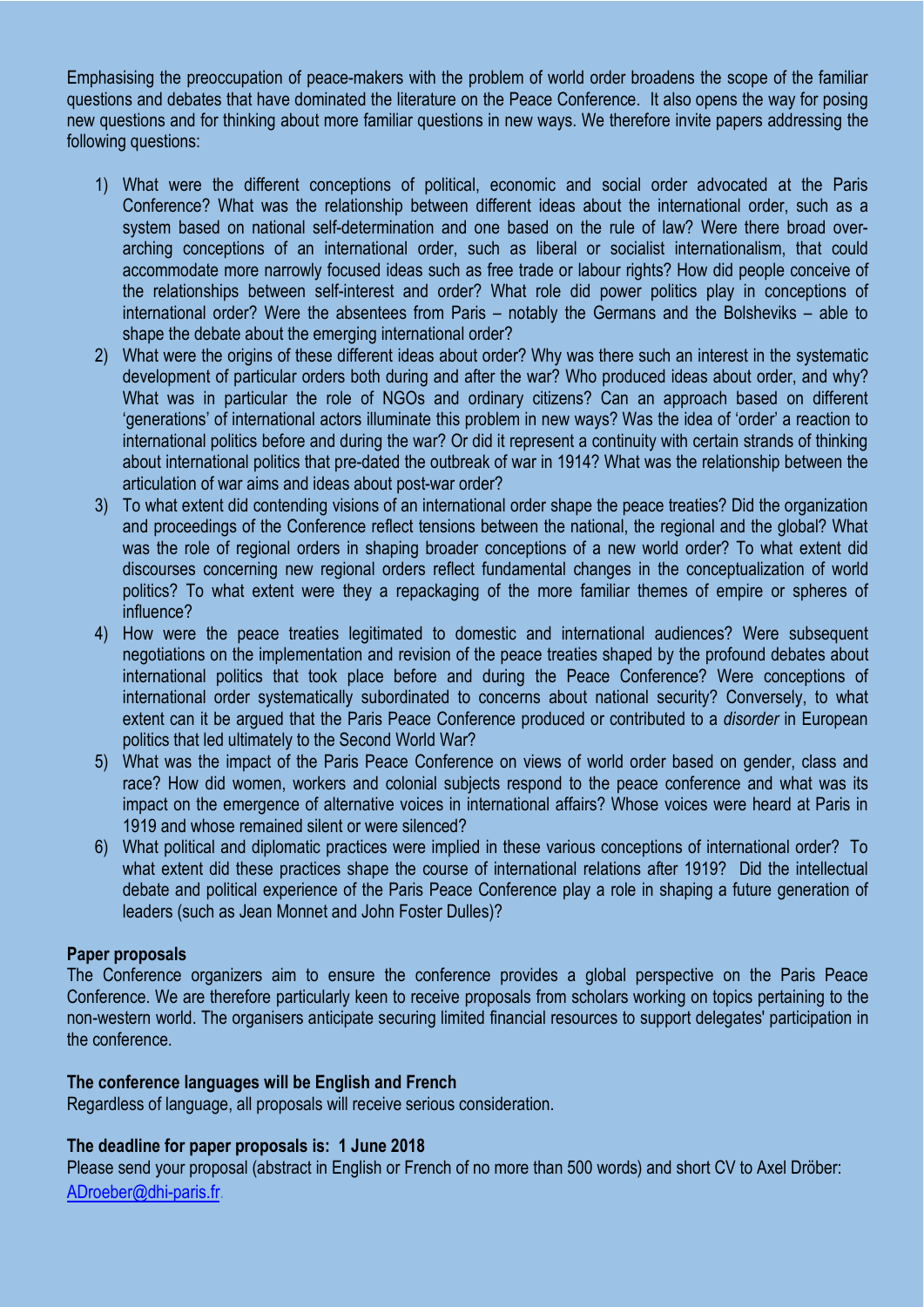Emphasising the preoccupation of peace-makers with the problem of world order broadens the scope of the familiar questions and debates that have dominated the literature on the Peace Conference. It also opens the way for posing new questions and for thinking about more familiar questions in new ways. We therefore invite papers addressing the following questions:

1) What were the different conceptions of political, economic and social order advocated at the Paris Conference? What was the relationship between different ideas about the international order, such as a system based on national self-determination and one based on the rule of law? Were there broad over-arching conceptions of an international order, such as liberal or socialist internationalism, that could accommodate more narrowly focused ideas such as free trade or labour rights? How did people conceive of the relationships between self-interest and order? What role did power politics play in conceptions of international order? Were the absentees from Paris – notably the Germans and the Bolsheviks – able to shape the debate about the emerging international order?
2) What were the origins of these different ideas about order? Why was there such an interest in the systematic development of particular orders both during and after the war? Who produced ideas about order, and why? What was in particular the role of NGOs and ordinary citizens? Can an approach based on different 'generations' of international actors illuminate this problem in new ways? Was the idea of 'order' a reaction to international politics before and during the war? Or did it represent a continuity with certain strands of thinking about international politics that pre-dated the outbreak of war in 1914? What was the relationship between the articulation of war aims and ideas about post-war order?
3) To what extent did contending visions of an international order shape the peace treaties? Did the organization and proceedings of the Conference reflect tensions between the national, the regional and the global? What was the role of regional orders in shaping broader conceptions of a new world order? To what extent did discourses concerning new regional orders reflect fundamental changes in the conceptualization of world politics? To what extent were they a repackaging of the more familiar themes of empire or spheres of influence?
4) How were the peace treaties legitimated to domestic and international audiences? Were subsequent negotiations on the implementation and revision of the peace treaties shaped by the profound debates about international politics that took place before and during the Peace Conference? Were conceptions of international order systematically subordinated to concerns about national security? Conversely, to what extent can it be argued that the Paris Peace Conference produced or contributed to a *disorder* in European politics that led ultimately to the Second World War?
5) What was the impact of the Paris Peace Conference on views of world order based on gender, class and race? How did women, workers and colonial subjects respond to the peace conference and what was its impact on the emergence of alternative voices in international affairs? Whose voices were heard at Paris in 1919 and whose remained silent or were silenced?
6) What political and diplomatic practices were implied in these various conceptions of international order? To what extent did these practices shape the course of international relations after 1919? Did the intellectual debate and political experience of the Paris Peace Conference play a role in shaping a future generation of leaders (such as Jean Monnet and John Foster Dulles)?

**Paper proposals**

The Conference organizers aim to ensure the conference provides a global perspective on the Paris Peace Conference. We are therefore particularly keen to receive proposals from scholars working on topics pertaining to the non-western world. The organisers anticipate securing limited financial resources to support delegates' participation in the conference.

**The conference languages will be English and French**

Regardless of language, all proposals will receive serious consideration.

**The deadline for paper proposals is: 1 June 2018**

Please send your proposal (abstract in English or French of no more than 500 words) and short CV to Axel Dröber: ADroeber@dhi-paris.fr.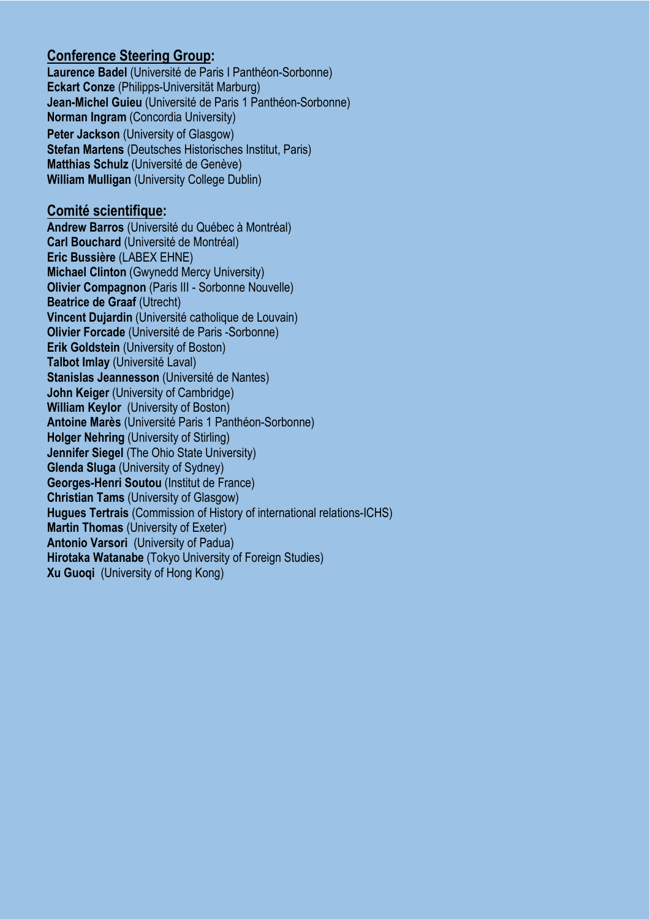## Conference Steering Group:

**Laurence Badel** (Université de Paris I Panthéon-Sorbonne)
**Eckart Conze** (Philipps-Universität Marburg)
**Jean-Michel Guieu** (Université de Paris 1 Panthéon-Sorbonne)
**Norman Ingram** (Concordia University)
**Peter Jackson** (University of Glasgow)
**Stefan Martens** (Deutsches Historisches Institut, Paris)
**Matthias Schulz** (Université de Genève)
**William Mulligan** (University College Dublin)

## Comité scientifique:

**Andrew Barros** (Université du Québec à Montréal)
**Carl Bouchard** (Université de Montréal)
**Eric Bussière** (LABEX EHNE)
**Michael Clinton** (Gwynedd Mercy University)
**Olivier Compagnon** (Paris III - Sorbonne Nouvelle)
**Beatrice de Graaf** (Utrecht)
**Vincent Dujardin** (Université catholique de Louvain)
**Olivier Forcade** (Université de Paris -Sorbonne)
**Erik Goldstein** (University of Boston)
**Talbot Imlay** (Université Laval)
**Stanislas Jeannesson** (Université de Nantes)
**John Keiger** (University of Cambridge)
**William Keylor** (University of Boston)
**Antoine Marès** (Université Paris 1 Panthéon-Sorbonne)
**Holger Nehring** (University of Stirling)
**Jennifer Siegel** (The Ohio State University)
**Glenda Sluga** (University of Sydney)
**Georges-Henri Soutou** (Institut de France)
**Christian Tams** (University of Glasgow)
**Hugues Tertrais** (Commission of History of international relations-ICHS)
**Martin Thomas** (University of Exeter)
**Antonio Varsori** (University of Padua)
**Hirotaka Watanabe** (Tokyo University of Foreign Studies)
**Xu Guoqi** (University of Hong Kong)